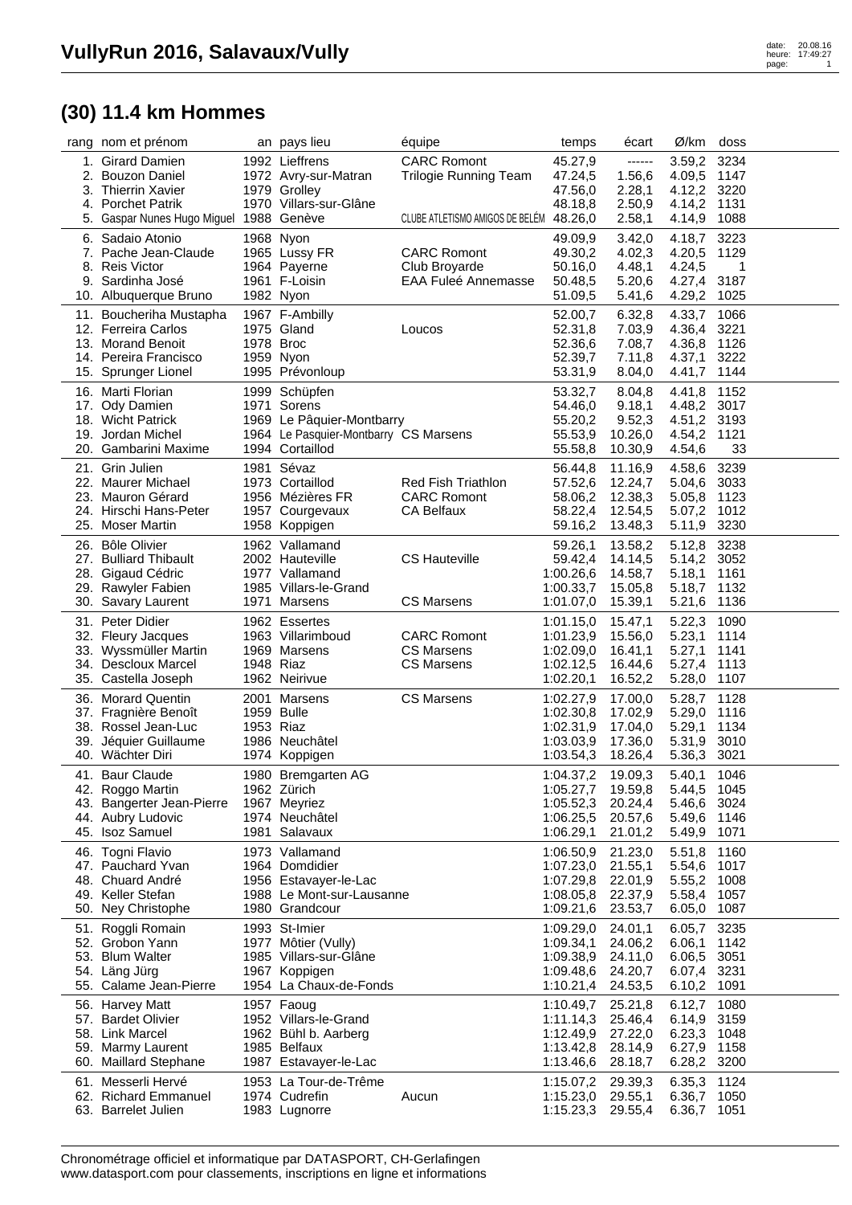# VullyRun 2016, Salavaux/Vully

## (30) 11.4 km Hommes

| rang | nom et prénom | an | pays lieu | équipe | temps | écart | Ø/km | doss |
|---|---|---|---|---|---|---|---|---|
| 1. | Girard Damien | 1992 | Lieffrens | CARC Romont | 45.27,9 | ------ | 3.59,2 | 3234 |
| 2. | Bouzon Daniel | 1972 | Avry-sur-Matran | Trilogie Running Team | 47.24,5 | 1.56,6 | 4.09,5 | 1147 |
| 3. | Thierrin Xavier | 1979 | Grolley | | 47.56,0 | 2.28,1 | 4.12,2 | 3220 |
| 4. | Porchet Patrik | 1970 | Villars-sur-Glâne | | 48.18,8 | 2.50,9 | 4.14,2 | 1131 |
| 5. | Gaspar Nunes Hugo Miguel | 1988 | Genève | CLUBE ATLETISMO AMIGOS DE BELÉM | 48.26,0 | 2.58,1 | 4.14,9 | 1088 |
| 6. | Sadaio Atonio | 1968 | Nyon | | 49.09,9 | 3.42,0 | 4.18,7 | 3223 |
| 7. | Pache Jean-Claude | 1965 | Lussy FR | CARC Romont | 49.30,2 | 4.02,3 | 4.20,5 | 1129 |
| 8. | Reis Victor | 1964 | Payerne | Club Broyarde | 50.16,0 | 4.48,1 | 4.24,5 | 1 |
| 9. | Sardinha José | 1961 | F-Loisin | EAA Fuleé Annemasse | 50.48,5 | 5.20,6 | 4.27,4 | 3187 |
| 10. | Albuquerque Bruno | 1982 | Nyon | | 51.09,5 | 5.41,6 | 4.29,2 | 1025 |
| 11. | Boucheriha Mustapha | 1967 | F-Ambilly | | 52.00,7 | 6.32,8 | 4.33,7 | 1066 |
| 12. | Ferreira Carlos | 1975 | Gland | Loucos | 52.31,8 | 7.03,9 | 4.36,4 | 3221 |
| 13. | Morand Benoit | 1978 | Broc | | 52.36,6 | 7.08,7 | 4.36,8 | 1126 |
| 14. | Pereira Francisco | 1959 | Nyon | | 52.39,7 | 7.11,8 | 4.37,1 | 3222 |
| 15. | Sprunger Lionel | 1995 | Prévonloup | | 53.31,9 | 8.04,0 | 4.41,7 | 1144 |
| 16. | Marti Florian | 1999 | Schüpfen | | 53.32,7 | 8.04,8 | 4.41,8 | 1152 |
| 17. | Ody Damien | 1971 | Sorens | | 54.46,0 | 9.18,1 | 4.48,2 | 3017 |
| 18. | Wicht Patrick | 1969 | Le Pâquier-Montbarry | | 55.20,2 | 9.52,3 | 4.51,2 | 3193 |
| 19. | Jordan Michel | 1964 | Le Pasquier-Montbarry | CS Marsens | 55.53,9 | 10.26,0 | 4.54,2 | 1121 |
| 20. | Gambarini Maxime | 1994 | Cortaillod | | 55.58,8 | 10.30,9 | 4.54,6 | 33 |
| 21. | Grin Julien | 1981 | Sévaz | | 56.44,8 | 11.16,9 | 4.58,6 | 3239 |
| 22. | Maurer Michael | 1973 | Cortaillod | Red Fish Triathlon | 57.52,6 | 12.24,7 | 5.04,6 | 3033 |
| 23. | Mauron Gérard | 1956 | Mézières FR | CARC Romont | 58.06,2 | 12.38,3 | 5.05,8 | 1123 |
| 24. | Hirschi Hans-Peter | 1957 | Courgevaux | CA Belfaux | 58.22,4 | 12.54,5 | 5.07,2 | 1012 |
| 25. | Moser Martin | 1958 | Koppigen | | 59.16,2 | 13.48,3 | 5.11,9 | 3230 |
| 26. | Bôle Olivier | 1962 | Vallamand | | 59.26,1 | 13.58,2 | 5.12,8 | 3238 |
| 27. | Bulliard Thibault | 2002 | Hauteville | CS Hauteville | 59.42,4 | 14.14,5 | 5.14,2 | 3052 |
| 28. | Gigaud Cédric | 1977 | Vallamand | | 1:00.26,6 | 14.58,7 | 5.18,1 | 1161 |
| 29. | Rawyler Fabien | 1985 | Villars-le-Grand | | 1:00.33,7 | 15.05,8 | 5.18,7 | 1132 |
| 30. | Savary Laurent | 1971 | Marsens | CS Marsens | 1:01.07,0 | 15.39,1 | 5.21,6 | 1136 |
| 31. | Peter Didier | 1962 | Essertes | | 1:01.15,0 | 15.47,1 | 5.22,3 | 1090 |
| 32. | Fleury Jacques | 1963 | Villarimboud | CARC Romont | 1:01.23,9 | 15.56,0 | 5.23,1 | 1114 |
| 33. | Wyssmüller Martin | 1969 | Marsens | CS Marsens | 1:02.09,0 | 16.41,1 | 5.27,1 | 1141 |
| 34. | Descloux Marcel | 1948 | Riaz | CS Marsens | 1:02.12,5 | 16.44,6 | 5.27,4 | 1113 |
| 35. | Castella Joseph | 1962 | Neirivue | | 1:02.20,1 | 16.52,2 | 5.28,0 | 1107 |
| 36. | Morard Quentin | 2001 | Marsens | CS Marsens | 1:02.27,9 | 17.00,0 | 5.28,7 | 1128 |
| 37. | Fragnière Benoît | 1959 | Bulle | | 1:02.30,8 | 17.02,9 | 5.29,0 | 1116 |
| 38. | Rossel Jean-Luc | 1953 | Riaz | | 1:02.31,9 | 17.04,0 | 5.29,1 | 1134 |
| 39. | Jéquier Guillaume | 1986 | Neuchâtel | | 1:03.03,9 | 17.36,0 | 5.31,9 | 3010 |
| 40. | Wächter Diri | 1974 | Koppigen | | 1:03.54,3 | 18.26,4 | 5.36,3 | 3021 |
| 41. | Baur Claude | 1980 | Bremgarten AG | | 1:04.37,2 | 19.09,3 | 5.40,1 | 1046 |
| 42. | Roggo Martin | 1962 | Zürich | | 1:05.27,7 | 19.59,8 | 5.44,5 | 1045 |
| 43. | Bangerter Jean-Pierre | 1967 | Meyriez | | 1:05.52,3 | 20.24,4 | 5.46,6 | 3024 |
| 44. | Aubry Ludovic | 1974 | Neuchâtel | | 1:06.25,5 | 20.57,6 | 5.49,6 | 1146 |
| 45. | Isoz Samuel | 1981 | Salavaux | | 1:06.29,1 | 21.01,2 | 5.49,9 | 1071 |
| 46. | Togni Flavio | 1973 | Vallamand | | 1:06.50,9 | 21.23,0 | 5.51,8 | 1160 |
| 47. | Pauchard Yvan | 1964 | Domdidier | | 1:07.23,0 | 21.55,1 | 5.54,6 | 1017 |
| 48. | Chuard André | 1956 | Estavayer-le-Lac | | 1:07.29,8 | 22.01,9 | 5.55,2 | 1008 |
| 49. | Keller Stefan | 1988 | Le Mont-sur-Lausanne | | 1:08.05,8 | 22.37,9 | 5.58,4 | 1057 |
| 50. | Ney Christophe | 1980 | Grandcour | | 1:09.21,6 | 23.53,7 | 6.05,0 | 1087 |
| 51. | Roggli Romain | 1993 | St-Imier | | 1:09.29,0 | 24.01,1 | 6.05,7 | 3235 |
| 52. | Grobon Yann | 1977 | Môtier (Vully) | | 1:09.34,1 | 24.06,2 | 6.06,1 | 1142 |
| 53. | Blum Walter | 1985 | Villars-sur-Glâne | | 1:09.38,9 | 24.11,0 | 6.06,5 | 3051 |
| 54. | Läng Jürg | 1967 | Koppigen | | 1:09.48,6 | 24.20,7 | 6.07,4 | 3231 |
| 55. | Calame Jean-Pierre | 1954 | La Chaux-de-Fonds | | 1:10.21,4 | 24.53,5 | 6.10,2 | 1091 |
| 56. | Harvey Matt | 1957 | Faoug | | 1:10.49,7 | 25.21,8 | 6.12,7 | 1080 |
| 57. | Bardet Olivier | 1952 | Villars-le-Grand | | 1:11.14,3 | 25.46,4 | 6.14,9 | 3159 |
| 58. | Link Marcel | 1962 | Bühl b. Aarberg | | 1:12.49,9 | 27.22,0 | 6.23,3 | 1048 |
| 59. | Marmy Laurent | 1985 | Belfaux | | 1:13.42,8 | 28.14,9 | 6.27,9 | 1158 |
| 60. | Maillard Stephane | 1987 | Estavayer-le-Lac | | 1:13.46,6 | 28.18,7 | 6.28,2 | 3200 |
| 61. | Messerli Hervé | 1953 | La Tour-de-Trême | | 1:15.07,2 | 29.39,3 | 6.35,3 | 1124 |
| 62. | Richard Emmanuel | 1974 | Cudrefin | Aucun | 1:15.23,0 | 29.55,1 | 6.36,7 | 1050 |
| 63. | Barrelet Julien | 1983 | Lugnorre | | 1:15.23,3 | 29.55,4 | 6.36,7 | 1051 |

Chronométrage officiel et informatique par DATASPORT, CH-Gerlafingen
www.datasport.com pour classements, inscriptions en ligne et informations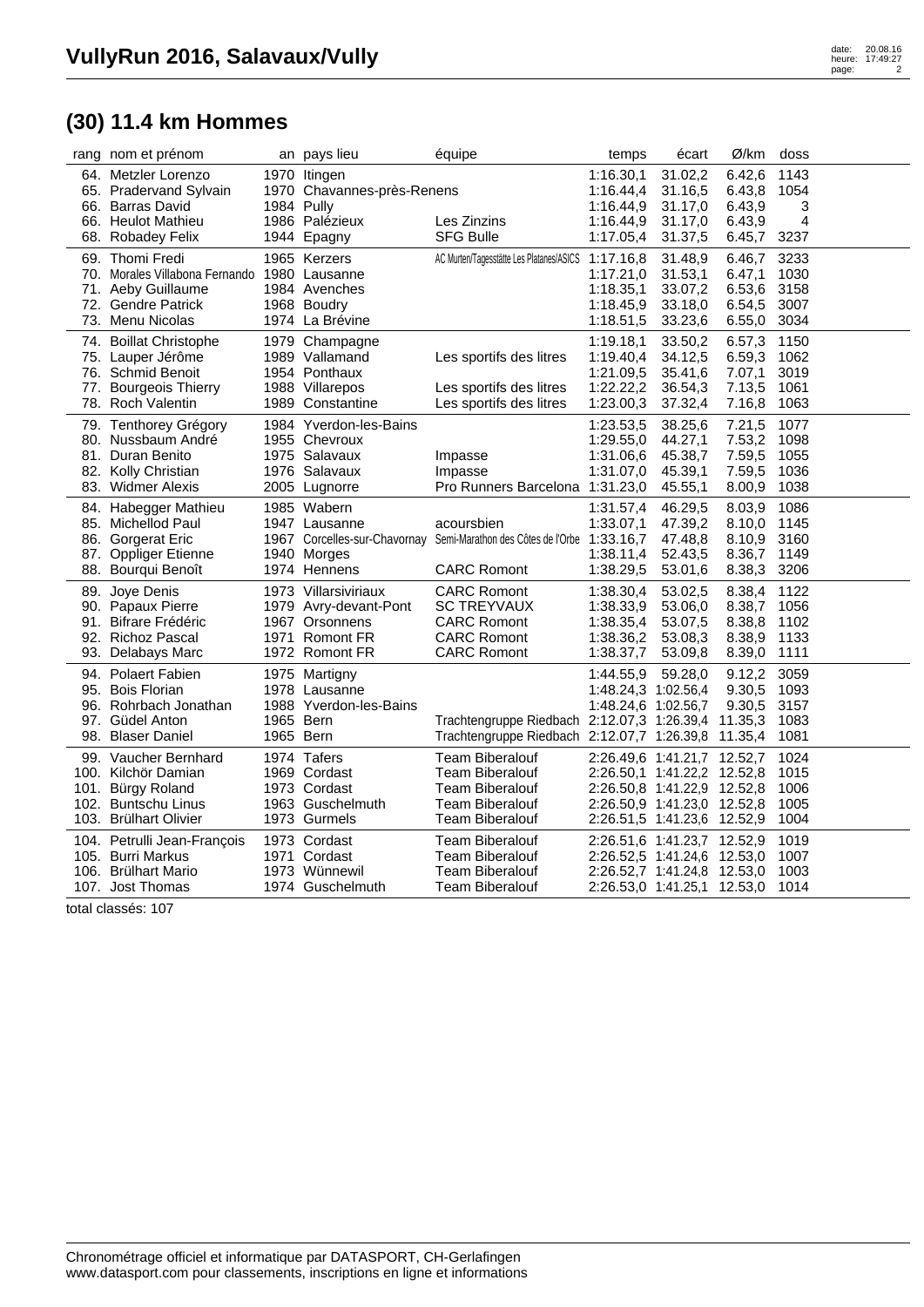# VullyRun 2016, Salavaux/Vully

## (30) 11.4 km Hommes

| rang | nom et prénom | an | pays lieu | équipe | temps | écart | Ø/km | doss |
|---|---|---|---|---|---|---|---|---|
| 64. | Metzler Lorenzo | 1970 | Itingen | | 1:16.30,1 | 31.02,2 | 6.42,6 | 1143 |
| 65. | Pradervand Sylvain | 1970 | Chavannes-près-Renens | | 1:16.44,4 | 31.16,5 | 6.43,8 | 1054 |
| 66. | Barras David | 1984 | Pully | | 1:16.44,9 | 31.17,0 | 6.43,9 | 3 |
| 66. | Heulot Mathieu | 1986 | Palézieux | Les Zinzins | 1:16.44,9 | 31.17,0 | 6.43,9 | 4 |
| 68. | Robadey Felix | 1944 | Epagny | SFG Bulle | 1:17.05,4 | 31.37,5 | 6.45,7 | 3237 |
| 69. | Thomi Fredi | 1965 | Kerzers | AC Murten/Tagesstätte Les Platanes/ASICS | 1:17.16,8 | 31.48,9 | 6.46,7 | 3233 |
| 70. | Morales Villabona Fernando | 1980 | Lausanne | | 1:17.21,0 | 31.53,1 | 6.47,1 | 1030 |
| 71. | Aeby Guillaume | 1984 | Avenches | | 1:18.35,1 | 33.07,2 | 6.53,6 | 3158 |
| 72. | Gendre Patrick | 1968 | Boudry | | 1:18.45,9 | 33.18,0 | 6.54,5 | 3007 |
| 73. | Menu Nicolas | 1974 | La Brévine | | 1:18.51,5 | 33.23,6 | 6.55,0 | 3034 |
| 74. | Boillat Christophe | 1979 | Champagne | | 1:19.18,1 | 33.50,2 | 6.57,3 | 1150 |
| 75. | Lauper Jérôme | 1989 | Vallamand | Les sportifs des litres | 1:19.40,4 | 34.12,5 | 6.59,3 | 1062 |
| 76. | Schmid Benoit | 1954 | Ponthaux | | 1:21.09,5 | 35.41,6 | 7.07,1 | 3019 |
| 77. | Bourgeois Thierry | 1988 | Villarepos | Les sportifs des litres | 1:22.22,2 | 36.54,3 | 7.13,5 | 1061 |
| 78. | Roch Valentin | 1989 | Constantine | Les sportifs des litres | 1:23.00,3 | 37.32,4 | 7.16,8 | 1063 |
| 79. | Tenthorey Grégory | 1984 | Yverdon-les-Bains | | 1:23.53,5 | 38.25,6 | 7.21,5 | 1077 |
| 80. | Nussbaum André | 1955 | Chevroux | | 1:29.55,0 | 44.27,1 | 7.53,2 | 1098 |
| 81. | Duran Benito | 1975 | Salavaux | Impasse | 1:31.06,6 | 45.38,7 | 7.59,5 | 1055 |
| 82. | Kolly Christian | 1976 | Salavaux | Impasse | 1:31.07,0 | 45.39,1 | 7.59,5 | 1036 |
| 83. | Widmer Alexis | 2005 | Lugnorre | Pro Runners Barcelona | 1:31.23,0 | 45.55,1 | 8.00,9 | 1038 |
| 84. | Habegger Mathieu | 1985 | Wabern | | 1:31.57,4 | 46.29,5 | 8.03,9 | 1086 |
| 85. | Michellod Paul | 1947 | Lausanne | acoursbien | 1:33.07,1 | 47.39,2 | 8.10,0 | 1145 |
| 86. | Gorgerat Eric | 1967 | Corcelles-sur-Chavornay | Semi-Marathon des Côtes de l'Orbe | 1:33.16,7 | 47.48,8 | 8.10,9 | 3160 |
| 87. | Oppliger Etienne | 1940 | Morges | | 1:38.11,4 | 52.43,5 | 8.36,7 | 1149 |
| 88. | Bourqui Benoît | 1974 | Hennens | CARC Romont | 1:38.29,5 | 53.01,6 | 8.38,3 | 3206 |
| 89. | Joye Denis | 1973 | Villarsiviriaux | CARC Romont | 1:38.30,4 | 53.02,5 | 8.38,4 | 1122 |
| 90. | Papaux Pierre | 1979 | Avry-devant-Pont | SC TREYVAUX | 1:38.33,9 | 53.06,0 | 8.38,7 | 1056 |
| 91. | Bifrare Frédéric | 1967 | Orsonnens | CARC Romont | 1:38.35,4 | 53.07,5 | 8.38,8 | 1102 |
| 92. | Richoz Pascal | 1971 | Romont FR | CARC Romont | 1:38.36,2 | 53.08,3 | 8.38,9 | 1133 |
| 93. | Delabays Marc | 1972 | Romont FR | CARC Romont | 1:38.37,7 | 53.09,8 | 8.39,0 | 1111 |
| 94. | Polaert Fabien | 1975 | Martigny | | 1:44.55,9 | 59.28,0 | 9.12,2 | 3059 |
| 95. | Bois Florian | 1978 | Lausanne | | 1:48.24,3 | 1:02.56,4 | 9.30,5 | 1093 |
| 96. | Rohrbach Jonathan | 1988 | Yverdon-les-Bains | | 1:48.24,6 | 1:02.56,7 | 9.30,5 | 3157 |
| 97. | Güdel Anton | 1965 | Bern | Trachtengruppe Riedbach | 2:12.07,3 | 1:26.39,4 | 11.35,3 | 1083 |
| 98. | Blaser Daniel | 1965 | Bern | Trachtengruppe Riedbach | 2:12.07,7 | 1:26.39,8 | 11.35,4 | 1081 |
| 99. | Vaucher Bernhard | 1974 | Tafers | Team Biberalouf | 2:26.49,6 | 1:41.21,7 | 12.52,7 | 1024 |
| 100. | Kilchör Damian | 1969 | Cordast | Team Biberalouf | 2:26.50,1 | 1:41.22,2 | 12.52,8 | 1015 |
| 101. | Bürgy Roland | 1973 | Cordast | Team Biberalouf | 2:26.50,8 | 1:41.22,9 | 12.52,8 | 1006 |
| 102. | Buntschu Linus | 1963 | Guschelmuth | Team Biberalouf | 2:26.50,9 | 1:41.23,0 | 12.52,8 | 1005 |
| 103. | Brülhart Olivier | 1973 | Gurmels | Team Biberalouf | 2:26.51,5 | 1:41.23,6 | 12.52,9 | 1004 |
| 104. | Petrulli Jean-François | 1973 | Cordast | Team Biberalouf | 2:26.51,6 | 1:41.23,7 | 12.52,9 | 1019 |
| 105. | Burri Markus | 1971 | Cordast | Team Biberalouf | 2:26.52,5 | 1:41.24,6 | 12.53,0 | 1007 |
| 106. | Brülhart Mario | 1973 | Wünnewil | Team Biberalouf | 2:26.52,7 | 1:41.24,8 | 12.53,0 | 1003 |
| 107. | Jost Thomas | 1974 | Guschelmuth | Team Biberalouf | 2:26.53,0 | 1:41.25,1 | 12.53,0 | 1014 |

total classés: 107

Chronométrage officiel et informatique par DATASPORT, CH-Gerlafingen
www.datasport.com pour classements, inscriptions en ligne et informations